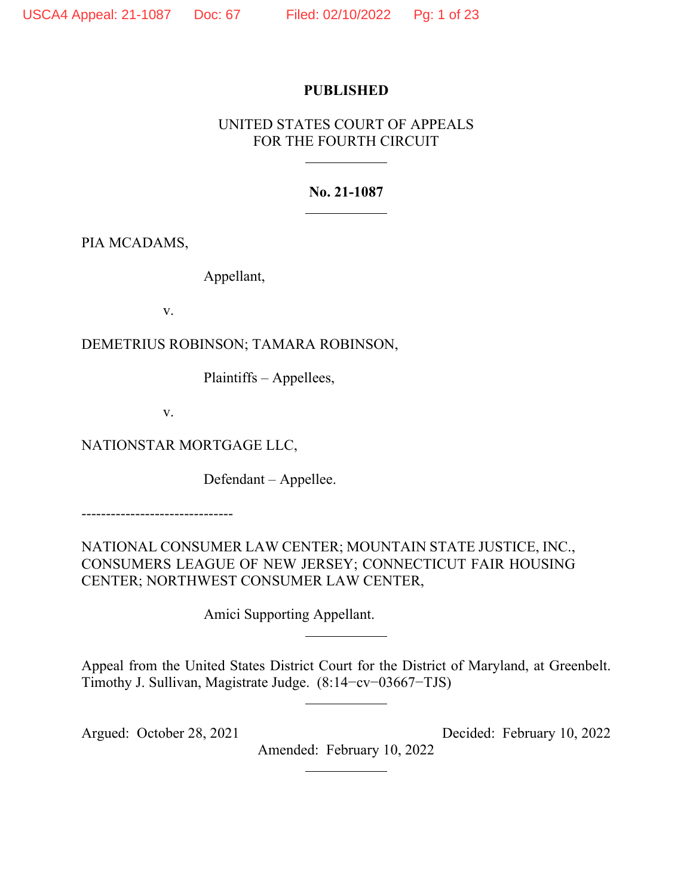**PUBLISHED**

UNITED STATES COURT OF APPEALS
FOR THE FOURTH CIRCUIT

---

**No. 21-1087**

---

PIA MCADAMS,

Appellant,

v.

DEMETRIUS ROBINSON; TAMARA ROBINSON,

Plaintiffs – Appellees,

v.

NATIONSTAR MORTGAGE LLC,

Defendant – Appellee.

-------------------------------

NATIONAL CONSUMER LAW CENTER; MOUNTAIN STATE JUSTICE, INC., CONSUMERS LEAGUE OF NEW JERSEY; CONNECTICUT FAIR HOUSING CENTER; NORTHWEST CONSUMER LAW CENTER,

Amici Supporting Appellant.

---

Appeal from the United States District Court for the District of Maryland, at Greenbelt. Timothy J. Sullivan, Magistrate Judge. (8:14−cv−03667−TJS)

---

Argued: October 28, 2021 Decided: February 10, 2022

Amended: February 10, 2022

---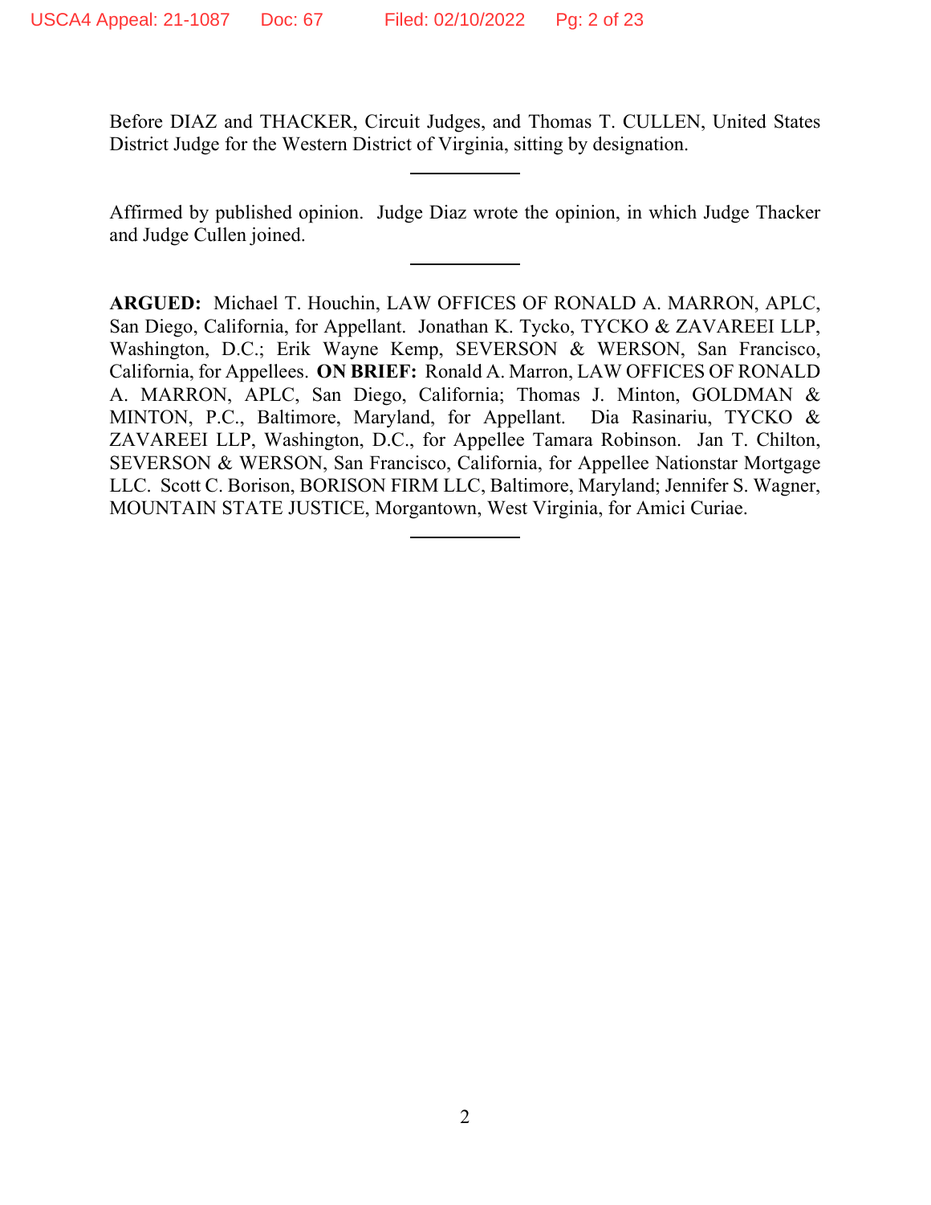Before DIAZ and THACKER, Circuit Judges, and Thomas T. CULLEN, United States District Judge for the Western District of Virginia, sitting by designation.

---

Affirmed by published opinion. Judge Diaz wrote the opinion, in which Judge Thacker and Judge Cullen joined.

---

**ARGUED:** Michael T. Houchin, LAW OFFICES OF RONALD A. MARRON, APLC, San Diego, California, for Appellant. Jonathan K. Tycko, TYCKO & ZAVAREEI LLP, Washington, D.C.; Erik Wayne Kemp, SEVERSON & WERSON, San Francisco, California, for Appellees. **ON BRIEF:** Ronald A. Marron, LAW OFFICES OF RONALD A. MARRON, APLC, San Diego, California; Thomas J. Minton, GOLDMAN & MINTON, P.C., Baltimore, Maryland, for Appellant. Dia Rasinariu, TYCKO & ZAVAREEI LLP, Washington, D.C., for Appellee Tamara Robinson. Jan T. Chilton, SEVERSON & WERSON, San Francisco, California, for Appellee Nationstar Mortgage LLC. Scott C. Borison, BORISON FIRM LLC, Baltimore, Maryland; Jennifer S. Wagner, MOUNTAIN STATE JUSTICE, Morgantown, West Virginia, for Amici Curiae.

---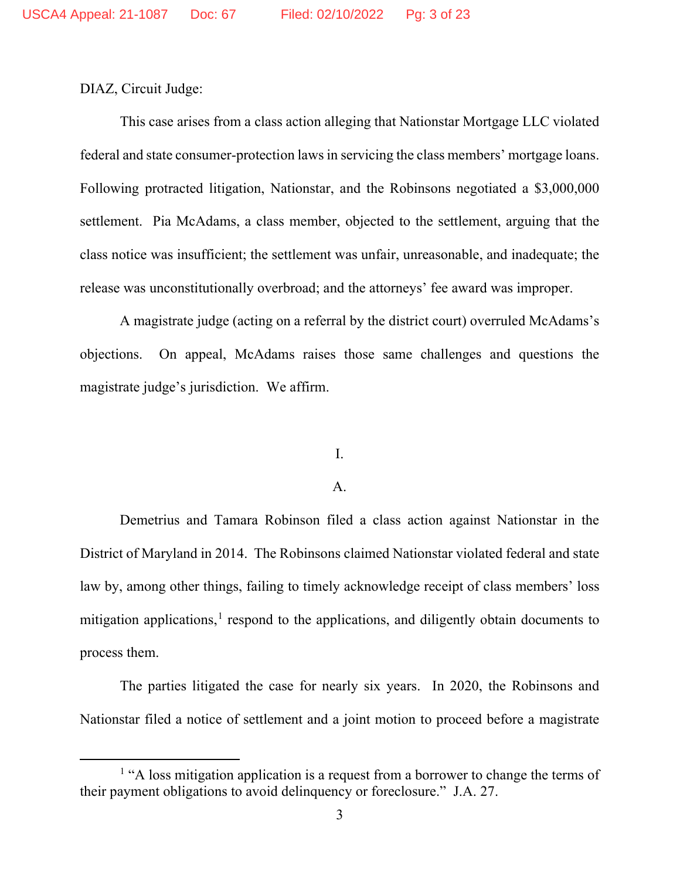DIAZ, Circuit Judge:

This case arises from a class action alleging that Nationstar Mortgage LLC violated federal and state consumer-protection laws in servicing the class members' mortgage loans. Following protracted litigation, Nationstar, and the Robinsons negotiated a $3,000,000 settlement. Pia McAdams, a class member, objected to the settlement, arguing that the class notice was insufficient; the settlement was unfair, unreasonable, and inadequate; the release was unconstitutionally overbroad; and the attorneys' fee award was improper.

A magistrate judge (acting on a referral by the district court) overruled McAdams's objections. On appeal, McAdams raises those same challenges and questions the magistrate judge's jurisdiction. We affirm.

## I.

### A.

Demetrius and Tamara Robinson filed a class action against Nationstar in the District of Maryland in 2014. The Robinsons claimed Nationstar violated federal and state law by, among other things, failing to timely acknowledge receipt of class members' loss mitigation applications,[1] respond to the applications, and diligently obtain documents to process them.

The parties litigated the case for nearly six years. In 2020, the Robinsons and Nationstar filed a notice of settlement and a joint motion to proceed before a magistrate

[1] "A loss mitigation application is a request from a borrower to change the terms of their payment obligations to avoid delinquency or foreclosure." J.A. 27.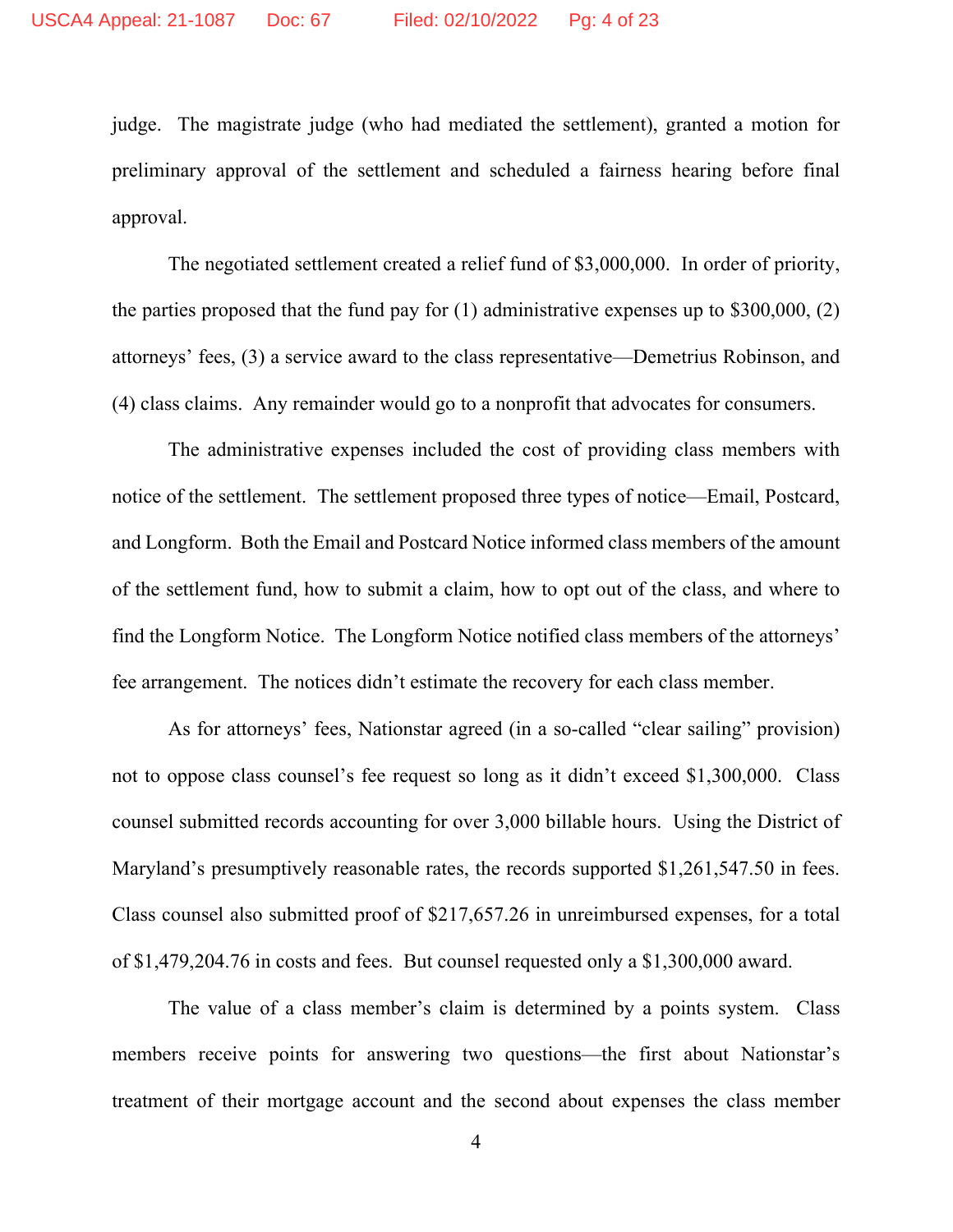judge. The magistrate judge (who had mediated the settlement), granted a motion for preliminary approval of the settlement and scheduled a fairness hearing before final approval.

The negotiated settlement created a relief fund of $3,000,000. In order of priority, the parties proposed that the fund pay for (1) administrative expenses up to $300,000, (2) attorneys' fees, (3) a service award to the class representative—Demetrius Robinson, and (4) class claims. Any remainder would go to a nonprofit that advocates for consumers.

The administrative expenses included the cost of providing class members with notice of the settlement. The settlement proposed three types of notice—Email, Postcard, and Longform. Both the Email and Postcard Notice informed class members of the amount of the settlement fund, how to submit a claim, how to opt out of the class, and where to find the Longform Notice. The Longform Notice notified class members of the attorneys' fee arrangement. The notices didn't estimate the recovery for each class member.

As for attorneys' fees, Nationstar agreed (in a so-called "clear sailing" provision) not to oppose class counsel's fee request so long as it didn't exceed $1,300,000. Class counsel submitted records accounting for over 3,000 billable hours. Using the District of Maryland's presumptively reasonable rates, the records supported $1,261,547.50 in fees. Class counsel also submitted proof of $217,657.26 in unreimbursed expenses, for a total of $1,479,204.76 in costs and fees. But counsel requested only a $1,300,000 award.

The value of a class member's claim is determined by a points system. Class members receive points for answering two questions—the first about Nationstar's treatment of their mortgage account and the second about expenses the class member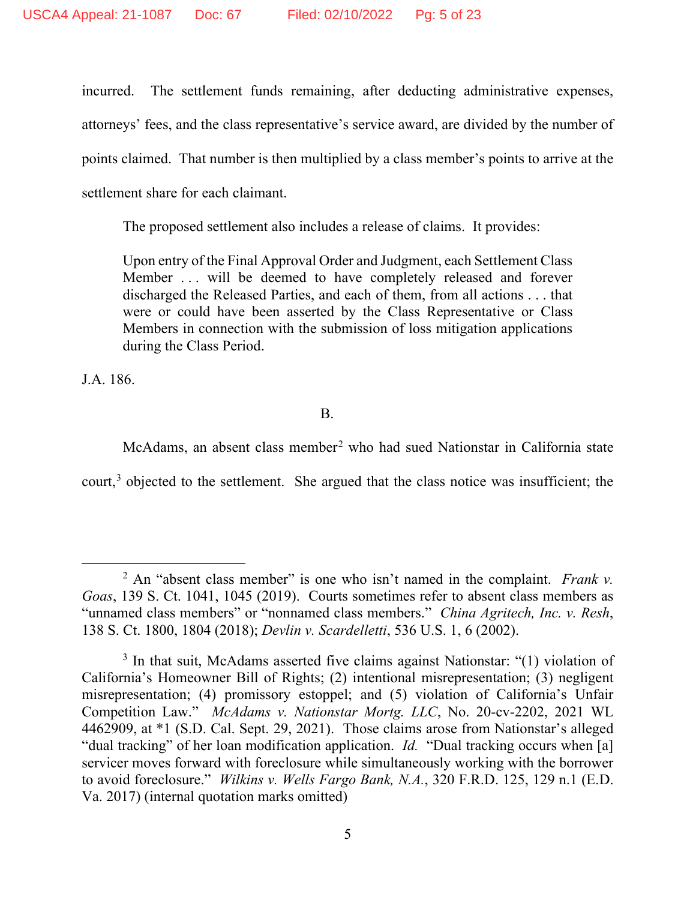incurred. The settlement funds remaining, after deducting administrative expenses, attorneys' fees, and the class representative's service award, are divided by the number of points claimed. That number is then multiplied by a class member's points to arrive at the settlement share for each claimant.

The proposed settlement also includes a release of claims. It provides:

> Upon entry of the Final Approval Order and Judgment, each Settlement Class Member . . . will be deemed to have completely released and forever discharged the Released Parties, and each of them, from all actions . . . that were or could have been asserted by the Class Representative or Class Members in connection with the submission of loss mitigation applications during the Class Period.

J.A. 186.

### B.

McAdams, an absent class member[2] who had sued Nationstar in California state court,[3] objected to the settlement. She argued that the class notice was insufficient; the

---

[2] An "absent class member" is one who isn't named in the complaint. *Frank v. Goas*, 139 S. Ct. 1041, 1045 (2019). Courts sometimes refer to absent class members as "unnamed class members" or "nonnamed class members." *China Agritech, Inc. v. Resh*, 138 S. Ct. 1800, 1804 (2018); *Devlin v. Scardelletti*, 536 U.S. 1, 6 (2002).

[3] In that suit, McAdams asserted five claims against Nationstar: "(1) violation of California's Homeowner Bill of Rights; (2) intentional misrepresentation; (3) negligent misrepresentation; (4) promissory estoppel; and (5) violation of California's Unfair Competition Law." *McAdams v. Nationstar Mortg. LLC*, No. 20-cv-2202, 2021 WL 4462909, at *1 (S.D. Cal. Sept. 29, 2021). Those claims arose from Nationstar's alleged "dual tracking" of her loan modification application. *Id.* "Dual tracking occurs when [a] servicer moves forward with foreclosure while simultaneously working with the borrower to avoid foreclosure." *Wilkins v. Wells Fargo Bank, N.A.*, 320 F.R.D. 125, 129 n.1 (E.D. Va. 2017) (internal quotation marks omitted)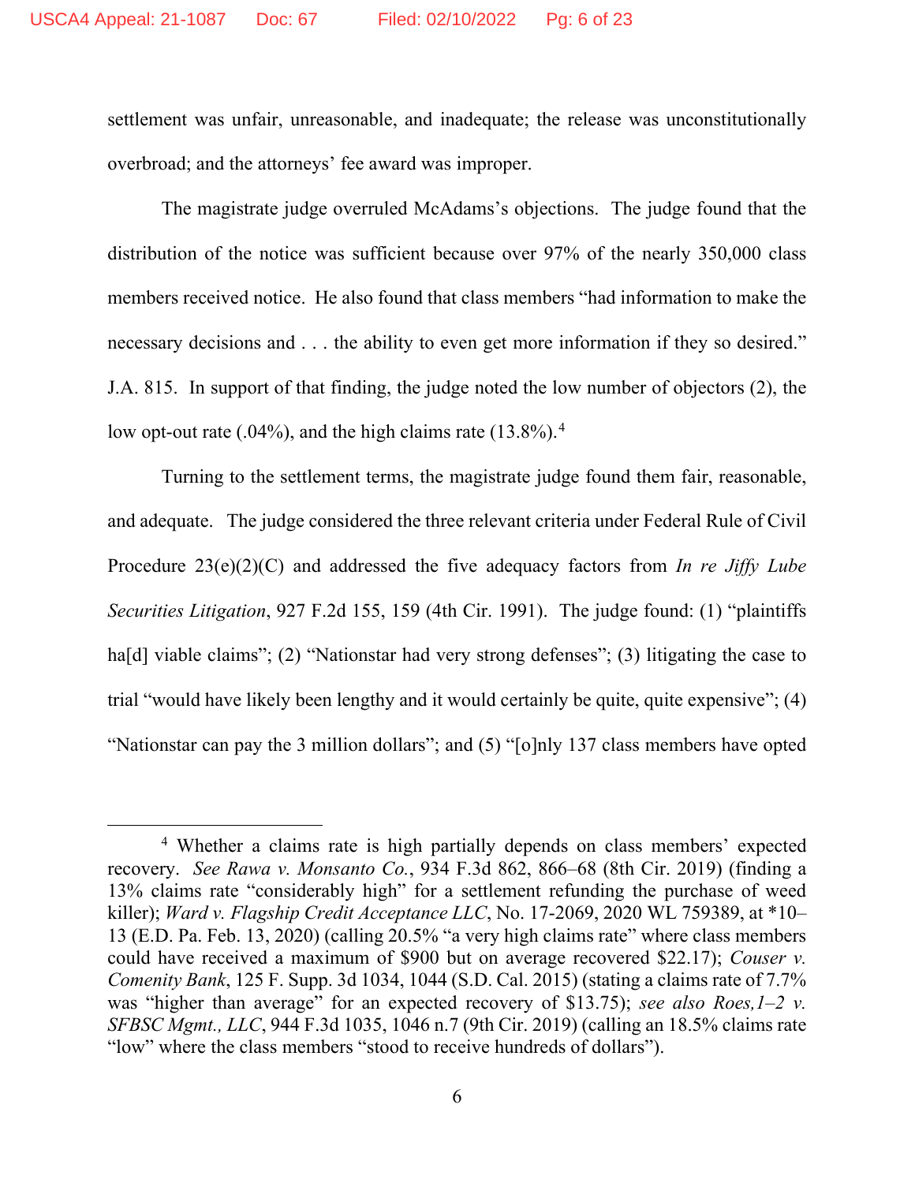settlement was unfair, unreasonable, and inadequate; the release was unconstitutionally overbroad; and the attorneys' fee award was improper.

The magistrate judge overruled McAdams's objections. The judge found that the distribution of the notice was sufficient because over 97% of the nearly 350,000 class members received notice. He also found that class members "had information to make the necessary decisions and . . . the ability to even get more information if they so desired." J.A. 815. In support of that finding, the judge noted the low number of objectors (2), the low opt-out rate (.04%), and the high claims rate (13.8%).[4]

Turning to the settlement terms, the magistrate judge found them fair, reasonable, and adequate. The judge considered the three relevant criteria under Federal Rule of Civil Procedure 23(e)(2)(C) and addressed the five adequacy factors from *In re Jiffy Lube Securities Litigation*, 927 F.2d 155, 159 (4th Cir. 1991). The judge found: (1) "plaintiffs ha[d] viable claims"; (2) "Nationstar had very strong defenses"; (3) litigating the case to trial "would have likely been lengthy and it would certainly be quite, quite expensive"; (4) "Nationstar can pay the 3 million dollars"; and (5) "[o]nly 137 class members have opted

---

[4] Whether a claims rate is high partially depends on class members' expected recovery. *See Rawa v. Monsanto Co.*, 934 F.3d 862, 866–68 (8th Cir. 2019) (finding a 13% claims rate "considerably high" for a settlement refunding the purchase of weed killer); *Ward v. Flagship Credit Acceptance LLC*, No. 17-2069, 2020 WL 759389, at *10–13 (E.D. Pa. Feb. 13, 2020) (calling 20.5% "a very high claims rate" where class members could have received a maximum of $900 but on average recovered $22.17); *Couser v. Comenity Bank*, 125 F. Supp. 3d 1034, 1044 (S.D. Cal. 2015) (stating a claims rate of 7.7% was "higher than average" for an expected recovery of $13.75); *see also Roes,1–2 v. SFBSC Mgmt., LLC*, 944 F.3d 1035, 1046 n.7 (9th Cir. 2019) (calling an 18.5% claims rate "low" where the class members "stood to receive hundreds of dollars").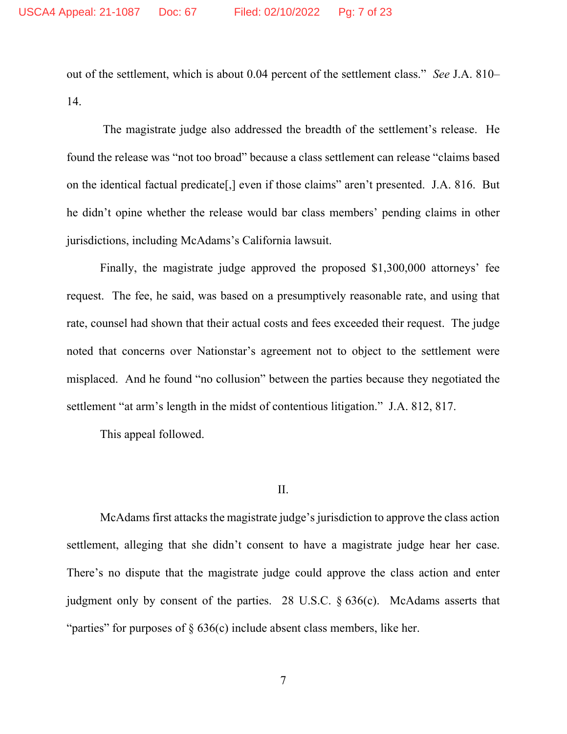out of the settlement, which is about 0.04 percent of the settlement class." *See* J.A. 810–14.

The magistrate judge also addressed the breadth of the settlement's release. He found the release was "not too broad" because a class settlement can release "claims based on the identical factual predicate[,] even if those claims" aren't presented. J.A. 816. But he didn't opine whether the release would bar class members' pending claims in other jurisdictions, including McAdams's California lawsuit.

Finally, the magistrate judge approved the proposed $1,300,000 attorneys' fee request. The fee, he said, was based on a presumptively reasonable rate, and using that rate, counsel had shown that their actual costs and fees exceeded their request. The judge noted that concerns over Nationstar's agreement not to object to the settlement were misplaced. And he found "no collusion" between the parties because they negotiated the settlement "at arm's length in the midst of contentious litigation." J.A. 812, 817.

This appeal followed.

## II.

McAdams first attacks the magistrate judge's jurisdiction to approve the class action settlement, alleging that she didn't consent to have a magistrate judge hear her case. There's no dispute that the magistrate judge could approve the class action and enter judgment only by consent of the parties. 28 U.S.C. § 636(c). McAdams asserts that "parties" for purposes of § 636(c) include absent class members, like her.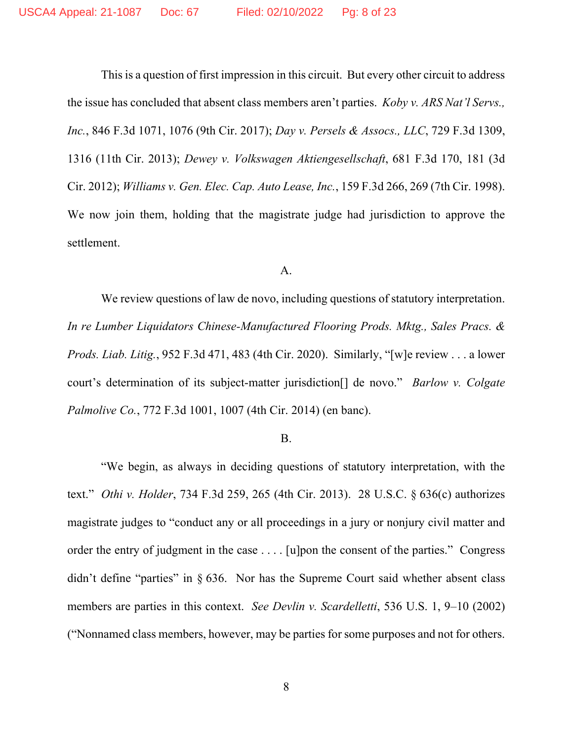This is a question of first impression in this circuit. But every other circuit to address the issue has concluded that absent class members aren't parties. *Koby v. ARS Nat'l Servs., Inc.*, 846 F.3d 1071, 1076 (9th Cir. 2017); *Day v. Persels & Assocs., LLC*, 729 F.3d 1309, 1316 (11th Cir. 2013); *Dewey v. Volkswagen Aktiengesellschaft*, 681 F.3d 170, 181 (3d Cir. 2012); *Williams v. Gen. Elec. Cap. Auto Lease, Inc.*, 159 F.3d 266, 269 (7th Cir. 1998). We now join them, holding that the magistrate judge had jurisdiction to approve the settlement.

A.

We review questions of law de novo, including questions of statutory interpretation. *In re Lumber Liquidators Chinese-Manufactured Flooring Prods. Mktg., Sales Pracs. & Prods. Liab. Litig.*, 952 F.3d 471, 483 (4th Cir. 2020). Similarly, "[w]e review . . . a lower court's determination of its subject-matter jurisdiction[] de novo." *Barlow v. Colgate Palmolive Co.*, 772 F.3d 1001, 1007 (4th Cir. 2014) (en banc).

B.

"We begin, as always in deciding questions of statutory interpretation, with the text." *Othi v. Holder*, 734 F.3d 259, 265 (4th Cir. 2013). 28 U.S.C. § 636(c) authorizes magistrate judges to "conduct any or all proceedings in a jury or nonjury civil matter and order the entry of judgment in the case . . . . [u]pon the consent of the parties." Congress didn't define "parties" in § 636. Nor has the Supreme Court said whether absent class members are parties in this context. *See Devlin v. Scardelletti*, 536 U.S. 1, 9–10 (2002) ("Nonnamed class members, however, may be parties for some purposes and not for others.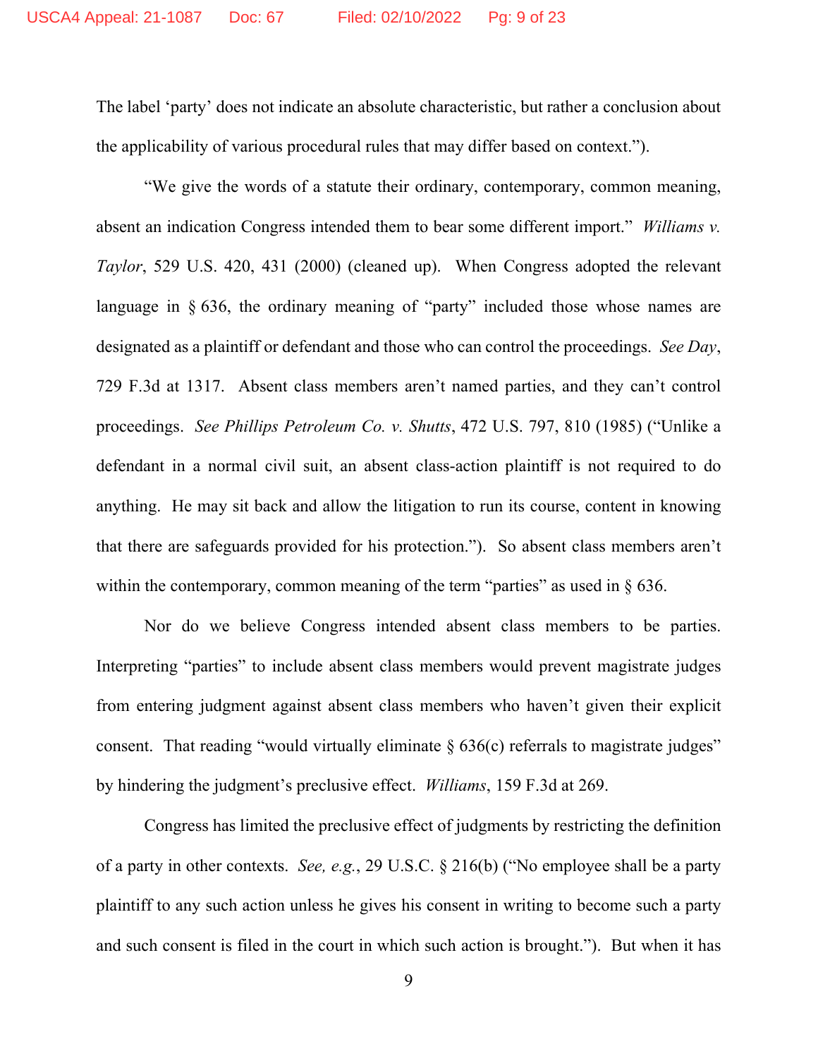The label 'party' does not indicate an absolute characteristic, but rather a conclusion about the applicability of various procedural rules that may differ based on context.").

"We give the words of a statute their ordinary, contemporary, common meaning, absent an indication Congress intended them to bear some different import." *Williams v. Taylor*, 529 U.S. 420, 431 (2000) (cleaned up). When Congress adopted the relevant language in § 636, the ordinary meaning of "party" included those whose names are designated as a plaintiff or defendant and those who can control the proceedings. *See Day*, 729 F.3d at 1317. Absent class members aren't named parties, and they can't control proceedings. *See Phillips Petroleum Co. v. Shutts*, 472 U.S. 797, 810 (1985) ("Unlike a defendant in a normal civil suit, an absent class-action plaintiff is not required to do anything. He may sit back and allow the litigation to run its course, content in knowing that there are safeguards provided for his protection."). So absent class members aren't within the contemporary, common meaning of the term "parties" as used in § 636.

Nor do we believe Congress intended absent class members to be parties. Interpreting "parties" to include absent class members would prevent magistrate judges from entering judgment against absent class members who haven't given their explicit consent. That reading "would virtually eliminate § 636(c) referrals to magistrate judges" by hindering the judgment's preclusive effect. *Williams*, 159 F.3d at 269.

Congress has limited the preclusive effect of judgments by restricting the definition of a party in other contexts. *See, e.g.*, 29 U.S.C. § 216(b) ("No employee shall be a party plaintiff to any such action unless he gives his consent in writing to become such a party and such consent is filed in the court in which such action is brought."). But when it has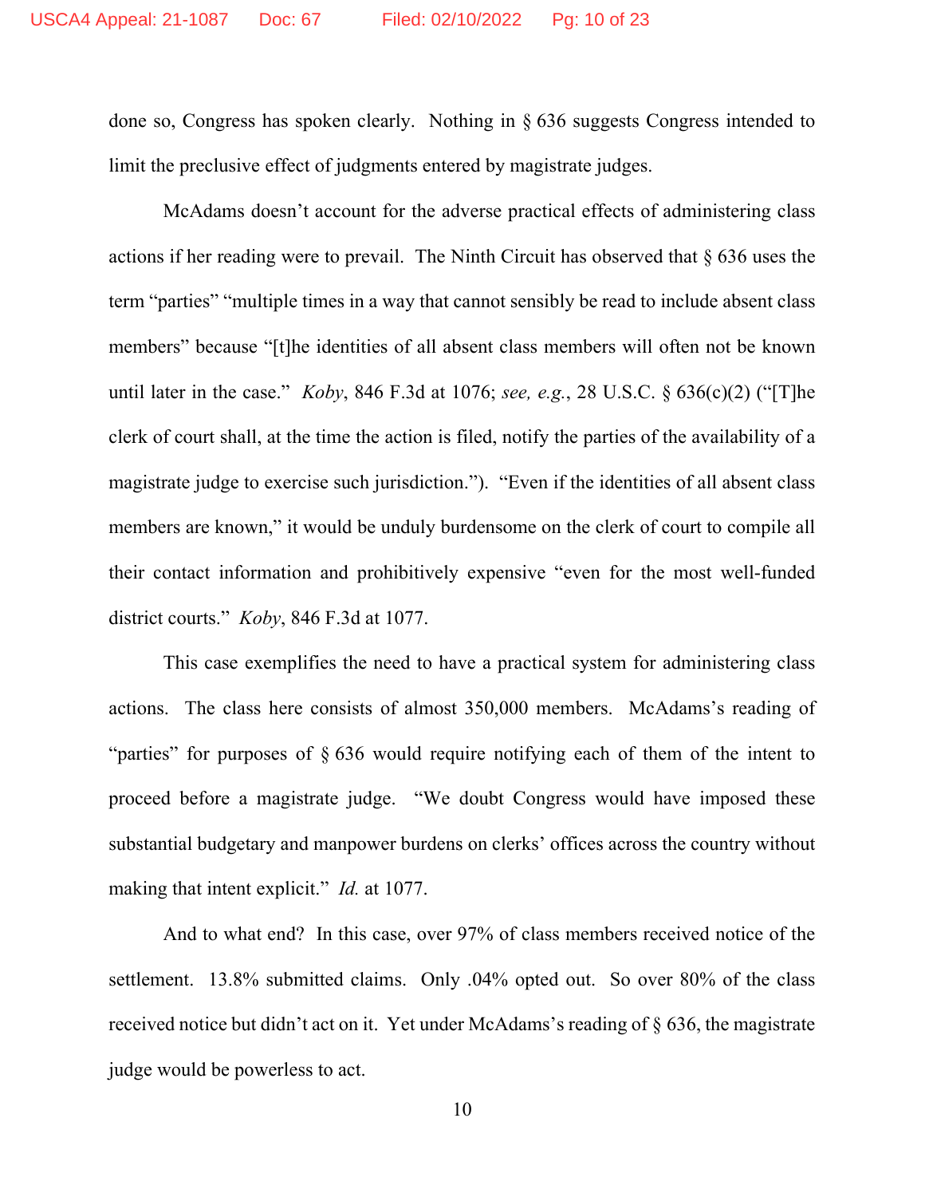done so, Congress has spoken clearly. Nothing in § 636 suggests Congress intended to limit the preclusive effect of judgments entered by magistrate judges.

McAdams doesn't account for the adverse practical effects of administering class actions if her reading were to prevail. The Ninth Circuit has observed that § 636 uses the term "parties" "multiple times in a way that cannot sensibly be read to include absent class members" because "[t]he identities of all absent class members will often not be known until later in the case." *Koby*, 846 F.3d at 1076; *see, e.g.*, 28 U.S.C. § 636(c)(2) ("[T]he clerk of court shall, at the time the action is filed, notify the parties of the availability of a magistrate judge to exercise such jurisdiction."). "Even if the identities of all absent class members are known," it would be unduly burdensome on the clerk of court to compile all their contact information and prohibitively expensive "even for the most well-funded district courts." *Koby*, 846 F.3d at 1077.

This case exemplifies the need to have a practical system for administering class actions. The class here consists of almost 350,000 members. McAdams's reading of "parties" for purposes of § 636 would require notifying each of them of the intent to proceed before a magistrate judge. "We doubt Congress would have imposed these substantial budgetary and manpower burdens on clerks' offices across the country without making that intent explicit." *Id.* at 1077.

And to what end? In this case, over 97% of class members received notice of the settlement. 13.8% submitted claims. Only .04% opted out. So over 80% of the class received notice but didn't act on it. Yet under McAdams's reading of § 636, the magistrate judge would be powerless to act.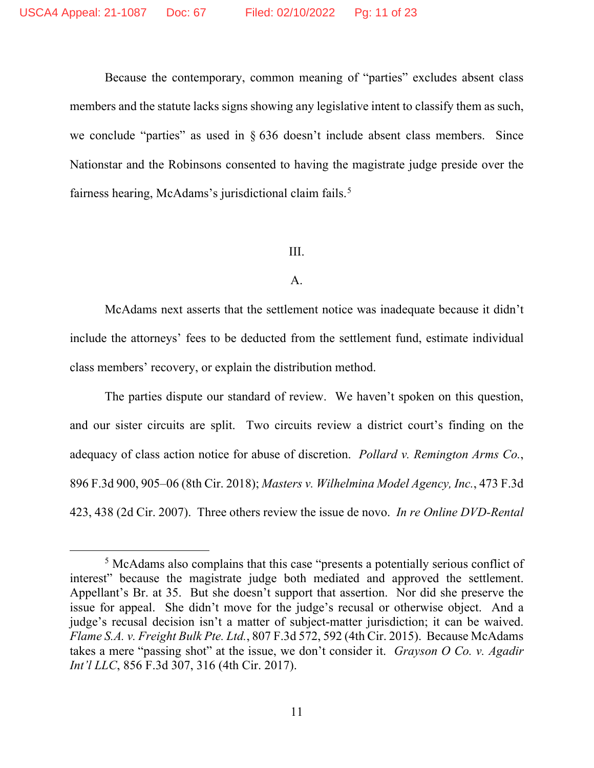Because the contemporary, common meaning of "parties" excludes absent class members and the statute lacks signs showing any legislative intent to classify them as such, we conclude "parties" as used in § 636 doesn't include absent class members. Since Nationstar and the Robinsons consented to having the magistrate judge preside over the fairness hearing, McAdams's jurisdictional claim fails.[5]

III.

A.

McAdams next asserts that the settlement notice was inadequate because it didn't include the attorneys' fees to be deducted from the settlement fund, estimate individual class members' recovery, or explain the distribution method.

The parties dispute our standard of review. We haven't spoken on this question, and our sister circuits are split. Two circuits review a district court's finding on the adequacy of class action notice for abuse of discretion. *Pollard v. Remington Arms Co.*, 896 F.3d 900, 905–06 (8th Cir. 2018); *Masters v. Wilhelmina Model Agency, Inc.*, 473 F.3d 423, 438 (2d Cir. 2007). Three others review the issue de novo. *In re Online DVD-Rental*

---

[5] McAdams also complains that this case "presents a potentially serious conflict of interest" because the magistrate judge both mediated and approved the settlement. Appellant's Br. at 35. But she doesn't support that assertion. Nor did she preserve the issue for appeal. She didn't move for the judge's recusal or otherwise object. And a judge's recusal decision isn't a matter of subject-matter jurisdiction; it can be waived. *Flame S.A. v. Freight Bulk Pte. Ltd.*, 807 F.3d 572, 592 (4th Cir. 2015). Because McAdams takes a mere "passing shot" at the issue, we don't consider it. *Grayson O Co. v. Agadir Int'l LLC*, 856 F.3d 307, 316 (4th Cir. 2017).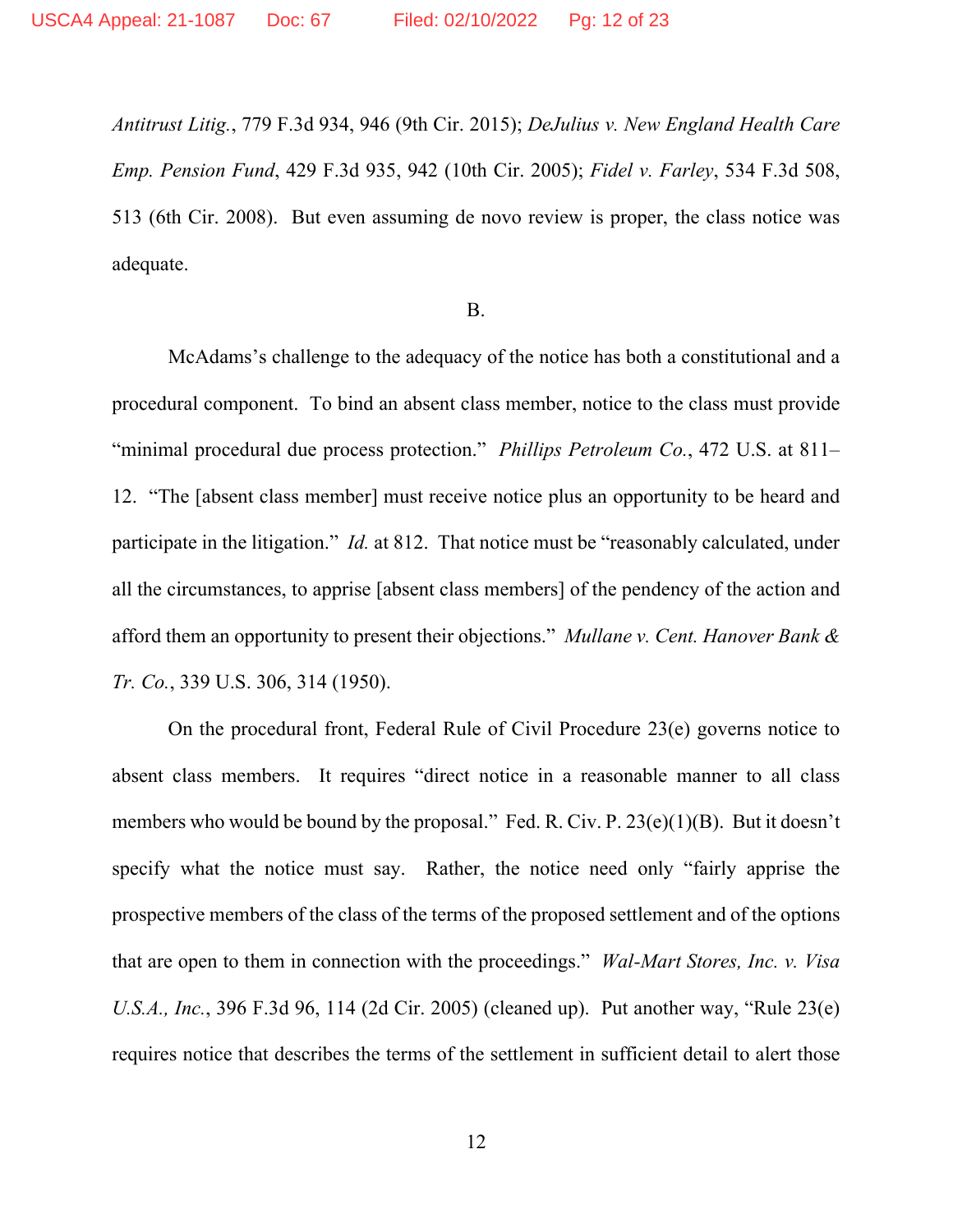*Antitrust Litig.*, 779 F.3d 934, 946 (9th Cir. 2015); *DeJulius v. New England Health Care Emp. Pension Fund*, 429 F.3d 935, 942 (10th Cir. 2005); *Fidel v. Farley*, 534 F.3d 508, 513 (6th Cir. 2008). But even assuming de novo review is proper, the class notice was adequate.

B.

McAdams's challenge to the adequacy of the notice has both a constitutional and a procedural component. To bind an absent class member, notice to the class must provide "minimal procedural due process protection." *Phillips Petroleum Co.*, 472 U.S. at 811–12. "The [absent class member] must receive notice plus an opportunity to be heard and participate in the litigation." *Id.* at 812. That notice must be "reasonably calculated, under all the circumstances, to apprise [absent class members] of the pendency of the action and afford them an opportunity to present their objections." *Mullane v. Cent. Hanover Bank & Tr. Co.*, 339 U.S. 306, 314 (1950).

On the procedural front, Federal Rule of Civil Procedure 23(e) governs notice to absent class members. It requires "direct notice in a reasonable manner to all class members who would be bound by the proposal." Fed. R. Civ. P. 23(e)(1)(B). But it doesn't specify what the notice must say. Rather, the notice need only "fairly apprise the prospective members of the class of the terms of the proposed settlement and of the options that are open to them in connection with the proceedings." *Wal-Mart Stores, Inc. v. Visa U.S.A., Inc.*, 396 F.3d 96, 114 (2d Cir. 2005) (cleaned up). Put another way, "Rule 23(e) requires notice that describes the terms of the settlement in sufficient detail to alert those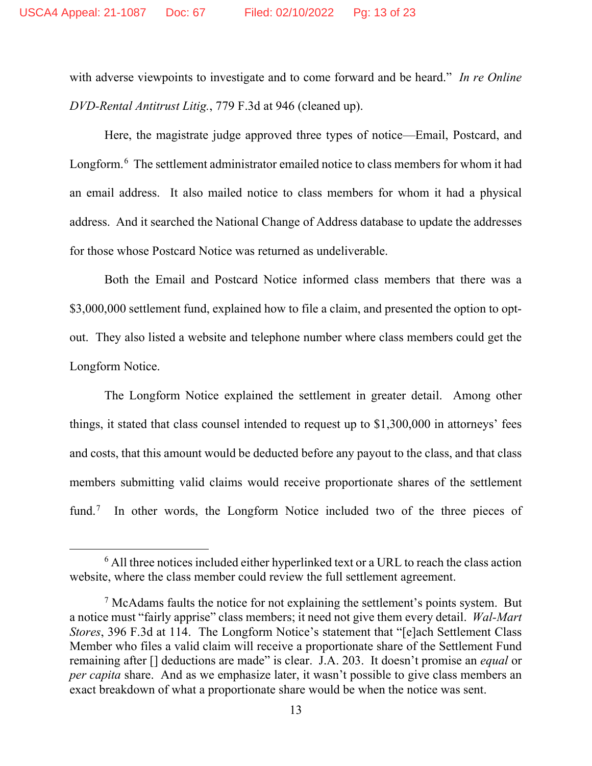with adverse viewpoints to investigate and to come forward and be heard." *In re Online DVD-Rental Antitrust Litig.*, 779 F.3d at 946 (cleaned up).

Here, the magistrate judge approved three types of notice—Email, Postcard, and Longform.[6] The settlement administrator emailed notice to class members for whom it had an email address. It also mailed notice to class members for whom it had a physical address. And it searched the National Change of Address database to update the addresses for those whose Postcard Notice was returned as undeliverable.

Both the Email and Postcard Notice informed class members that there was a $3,000,000 settlement fund, explained how to file a claim, and presented the option to opt-out. They also listed a website and telephone number where class members could get the Longform Notice.

The Longform Notice explained the settlement in greater detail. Among other things, it stated that class counsel intended to request up to $1,300,000 in attorneys' fees and costs, that this amount would be deducted before any payout to the class, and that class members submitting valid claims would receive proportionate shares of the settlement fund.[7] In other words, the Longform Notice included two of the three pieces of

---

[6] All three notices included either hyperlinked text or a URL to reach the class action website, where the class member could review the full settlement agreement.

[7] McAdams faults the notice for not explaining the settlement's points system. But a notice must "fairly apprise" class members; it need not give them every detail. *Wal-Mart Stores*, 396 F.3d at 114. The Longform Notice's statement that "[e]ach Settlement Class Member who files a valid claim will receive a proportionate share of the Settlement Fund remaining after [] deductions are made" is clear. J.A. 203. It doesn't promise an *equal* or *per capita* share. And as we emphasize later, it wasn't possible to give class members an exact breakdown of what a proportionate share would be when the notice was sent.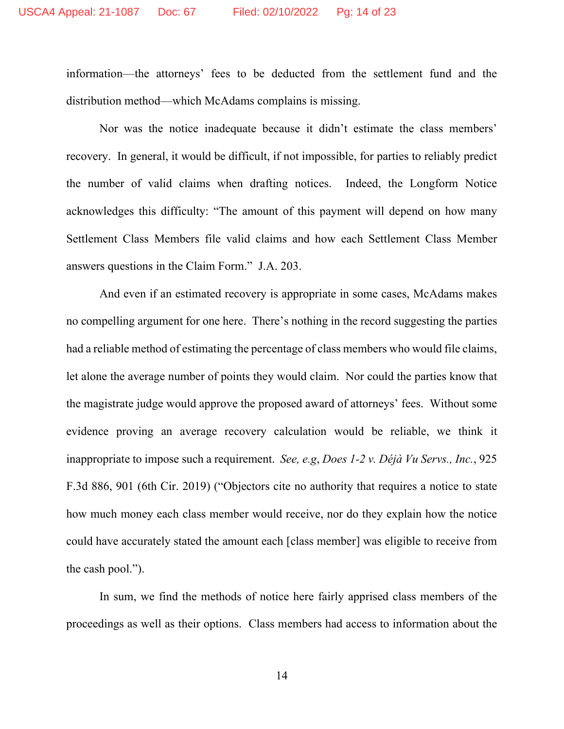information—the attorneys' fees to be deducted from the settlement fund and the distribution method—which McAdams complains is missing.

Nor was the notice inadequate because it didn't estimate the class members' recovery. In general, it would be difficult, if not impossible, for parties to reliably predict the number of valid claims when drafting notices. Indeed, the Longform Notice acknowledges this difficulty: "The amount of this payment will depend on how many Settlement Class Members file valid claims and how each Settlement Class Member answers questions in the Claim Form." J.A. 203.

And even if an estimated recovery is appropriate in some cases, McAdams makes no compelling argument for one here. There's nothing in the record suggesting the parties had a reliable method of estimating the percentage of class members who would file claims, let alone the average number of points they would claim. Nor could the parties know that the magistrate judge would approve the proposed award of attorneys' fees. Without some evidence proving an average recovery calculation would be reliable, we think it inappropriate to impose such a requirement. *See, e.g*, *Does 1-2 v. Déjà Vu Servs., Inc.*, 925 F.3d 886, 901 (6th Cir. 2019) ("Objectors cite no authority that requires a notice to state how much money each class member would receive, nor do they explain how the notice could have accurately stated the amount each [class member] was eligible to receive from the cash pool.").

In sum, we find the methods of notice here fairly apprised class members of the proceedings as well as their options. Class members had access to information about the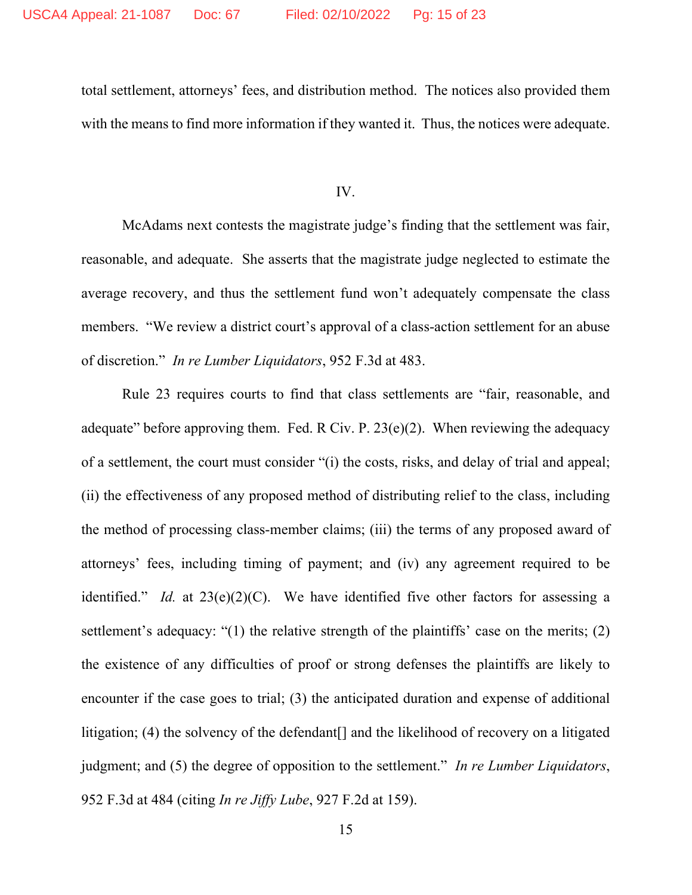total settlement, attorneys' fees, and distribution method. The notices also provided them with the means to find more information if they wanted it. Thus, the notices were adequate.

## IV.

McAdams next contests the magistrate judge's finding that the settlement was fair, reasonable, and adequate. She asserts that the magistrate judge neglected to estimate the average recovery, and thus the settlement fund won't adequately compensate the class members. "We review a district court's approval of a class-action settlement for an abuse of discretion." *In re Lumber Liquidators*, 952 F.3d at 483.

Rule 23 requires courts to find that class settlements are "fair, reasonable, and adequate" before approving them. Fed. R Civ. P. 23(e)(2). When reviewing the adequacy of a settlement, the court must consider "(i) the costs, risks, and delay of trial and appeal; (ii) the effectiveness of any proposed method of distributing relief to the class, including the method of processing class-member claims; (iii) the terms of any proposed award of attorneys' fees, including timing of payment; and (iv) any agreement required to be identified." *Id.* at 23(e)(2)(C). We have identified five other factors for assessing a settlement's adequacy: "(1) the relative strength of the plaintiffs' case on the merits; (2) the existence of any difficulties of proof or strong defenses the plaintiffs are likely to encounter if the case goes to trial; (3) the anticipated duration and expense of additional litigation; (4) the solvency of the defendant[] and the likelihood of recovery on a litigated judgment; and (5) the degree of opposition to the settlement." *In re Lumber Liquidators*, 952 F.3d at 484 (citing *In re Jiffy Lube*, 927 F.2d at 159).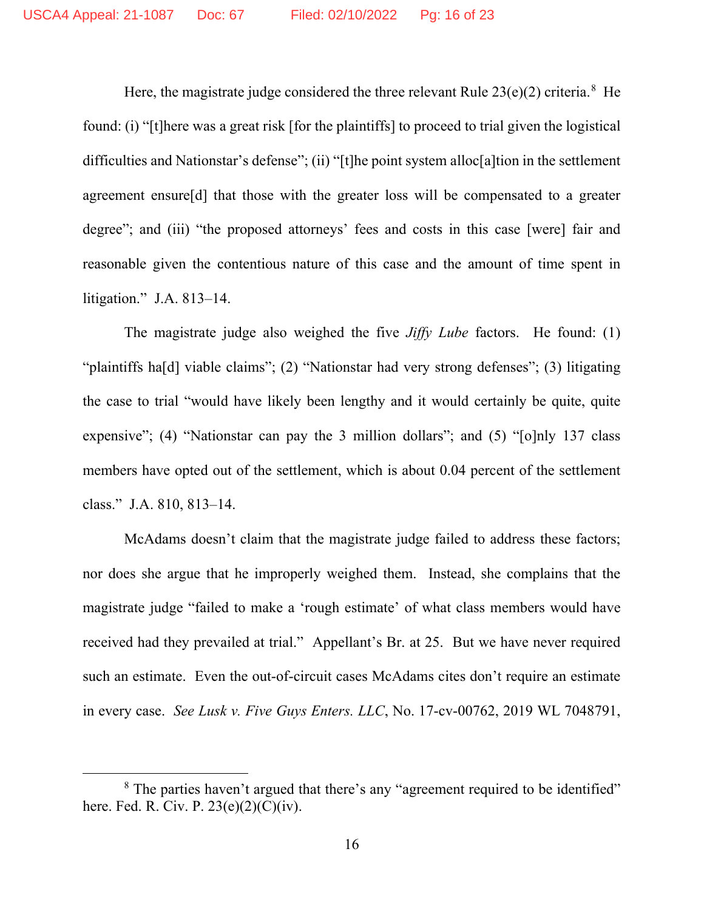Here, the magistrate judge considered the three relevant Rule 23(e)(2) criteria.[8] He found: (i) "[t]here was a great risk [for the plaintiffs] to proceed to trial given the logistical difficulties and Nationstar's defense"; (ii) "[t]he point system alloc[a]tion in the settlement agreement ensure[d] that those with the greater loss will be compensated to a greater degree"; and (iii) "the proposed attorneys' fees and costs in this case [were] fair and reasonable given the contentious nature of this case and the amount of time spent in litigation." J.A. 813–14.

The magistrate judge also weighed the five *Jiffy Lube* factors. He found: (1) "plaintiffs ha[d] viable claims"; (2) "Nationstar had very strong defenses"; (3) litigating the case to trial "would have likely been lengthy and it would certainly be quite, quite expensive"; (4) "Nationstar can pay the 3 million dollars"; and (5) "[o]nly 137 class members have opted out of the settlement, which is about 0.04 percent of the settlement class." J.A. 810, 813–14.

McAdams doesn't claim that the magistrate judge failed to address these factors; nor does she argue that he improperly weighed them. Instead, she complains that the magistrate judge "failed to make a 'rough estimate' of what class members would have received had they prevailed at trial." Appellant's Br. at 25. But we have never required such an estimate. Even the out-of-circuit cases McAdams cites don't require an estimate in every case. *See Lusk v. Five Guys Enters. LLC*, No. 17-cv-00762, 2019 WL 7048791,

---

[8] The parties haven't argued that there's any "agreement required to be identified" here. Fed. R. Civ. P. 23(e)(2)(C)(iv).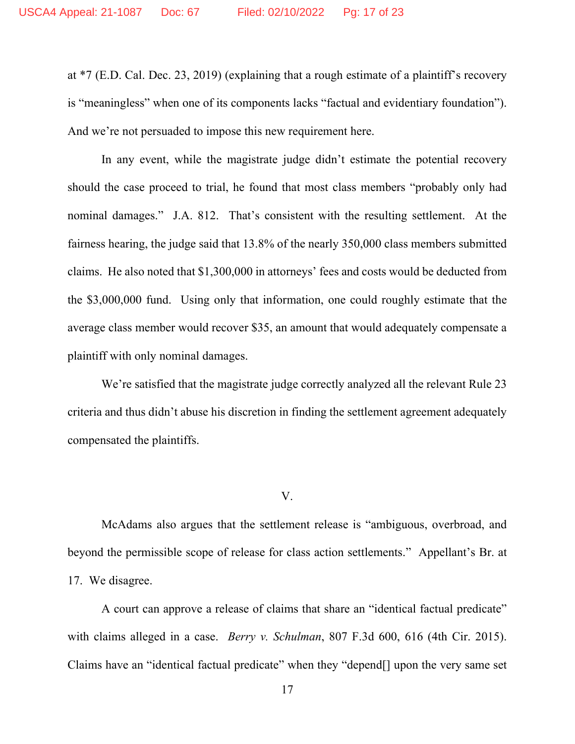at *7 (E.D. Cal. Dec. 23, 2019) (explaining that a rough estimate of a plaintiff's recovery is "meaningless" when one of its components lacks "factual and evidentiary foundation"). And we're not persuaded to impose this new requirement here.

In any event, while the magistrate judge didn't estimate the potential recovery should the case proceed to trial, he found that most class members "probably only had nominal damages." J.A. 812. That's consistent with the resulting settlement. At the fairness hearing, the judge said that 13.8% of the nearly 350,000 class members submitted claims. He also noted that $1,300,000 in attorneys' fees and costs would be deducted from the $3,000,000 fund. Using only that information, one could roughly estimate that the average class member would recover $35, an amount that would adequately compensate a plaintiff with only nominal damages.

We're satisfied that the magistrate judge correctly analyzed all the relevant Rule 23 criteria and thus didn't abuse his discretion in finding the settlement agreement adequately compensated the plaintiffs.

## V.

McAdams also argues that the settlement release is "ambiguous, overbroad, and beyond the permissible scope of release for class action settlements." Appellant's Br. at 17. We disagree.

A court can approve a release of claims that share an "identical factual predicate" with claims alleged in a case. *Berry v. Schulman*, 807 F.3d 600, 616 (4th Cir. 2015). Claims have an "identical factual predicate" when they "depend[] upon the very same set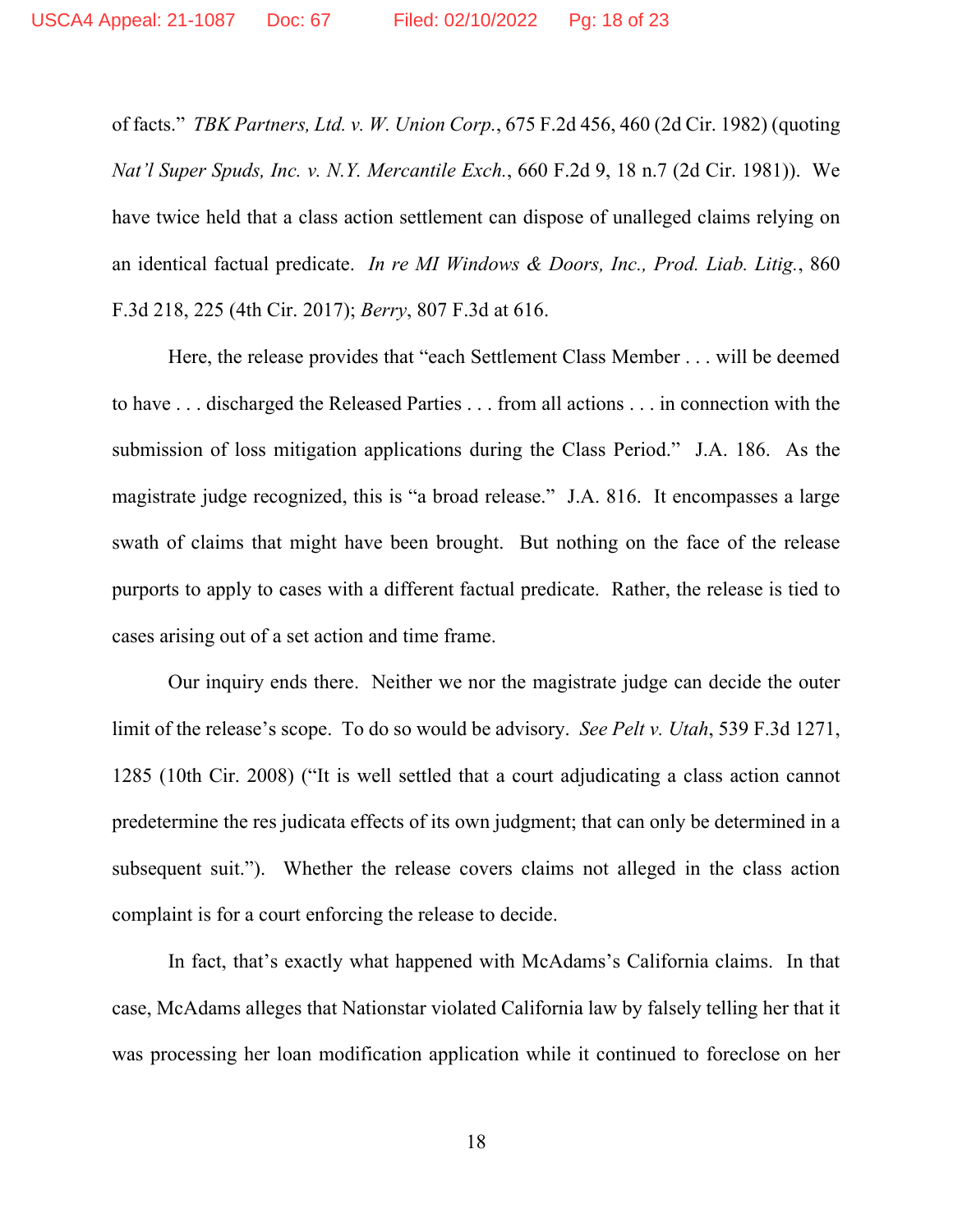of facts." *TBK Partners, Ltd. v. W. Union Corp.*, 675 F.2d 456, 460 (2d Cir. 1982) (quoting *Nat'l Super Spuds, Inc. v. N.Y. Mercantile Exch.*, 660 F.2d 9, 18 n.7 (2d Cir. 1981)). We have twice held that a class action settlement can dispose of unalleged claims relying on an identical factual predicate. *In re MI Windows & Doors, Inc., Prod. Liab. Litig.*, 860 F.3d 218, 225 (4th Cir. 2017); *Berry*, 807 F.3d at 616.

Here, the release provides that "each Settlement Class Member . . . will be deemed to have . . . discharged the Released Parties . . . from all actions . . . in connection with the submission of loss mitigation applications during the Class Period." J.A. 186. As the magistrate judge recognized, this is "a broad release." J.A. 816. It encompasses a large swath of claims that might have been brought. But nothing on the face of the release purports to apply to cases with a different factual predicate. Rather, the release is tied to cases arising out of a set action and time frame.

Our inquiry ends there. Neither we nor the magistrate judge can decide the outer limit of the release's scope. To do so would be advisory. *See Pelt v. Utah*, 539 F.3d 1271, 1285 (10th Cir. 2008) ("It is well settled that a court adjudicating a class action cannot predetermine the res judicata effects of its own judgment; that can only be determined in a subsequent suit."). Whether the release covers claims not alleged in the class action complaint is for a court enforcing the release to decide.

In fact, that's exactly what happened with McAdams's California claims. In that case, McAdams alleges that Nationstar violated California law by falsely telling her that it was processing her loan modification application while it continued to foreclose on her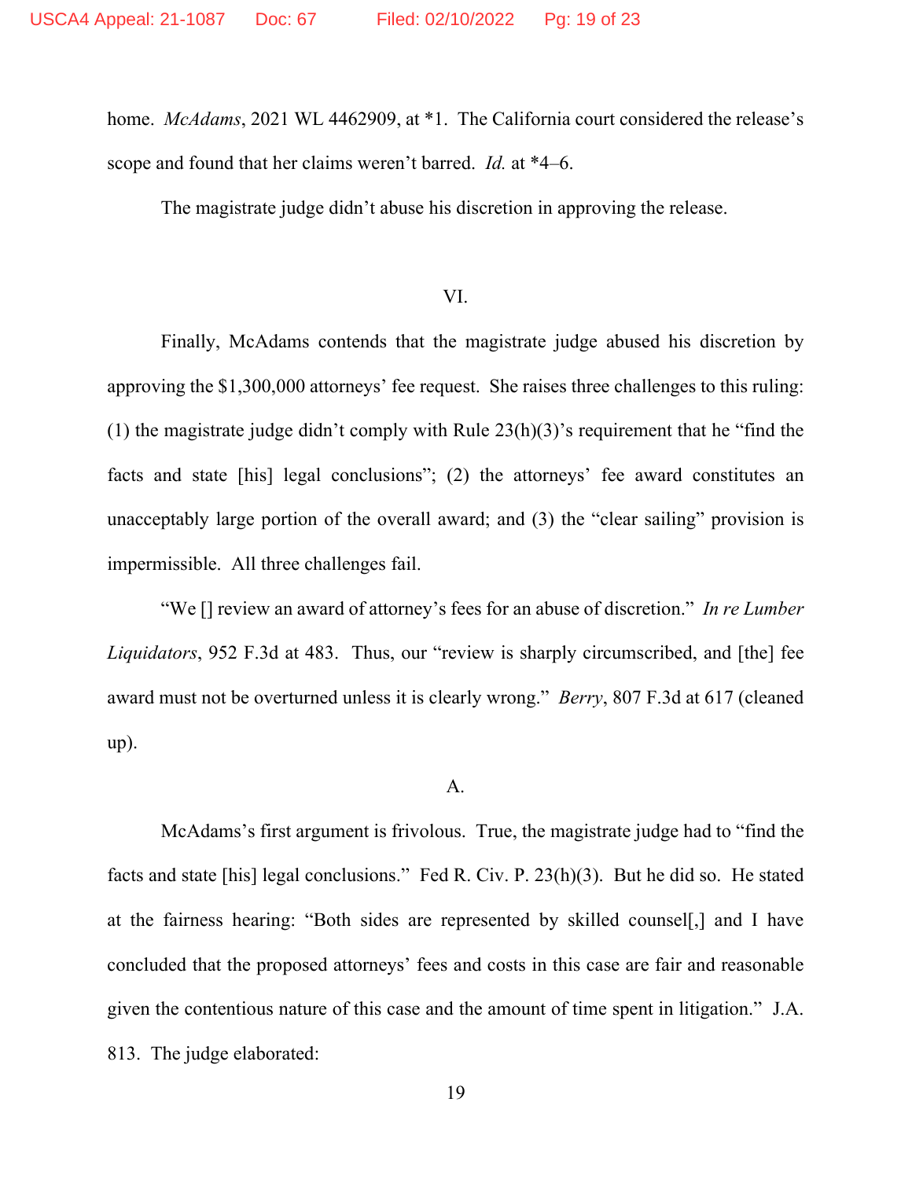home. *McAdams*, 2021 WL 4462909, at *1. The California court considered the release's scope and found that her claims weren't barred. *Id.* at *4–6.

The magistrate judge didn't abuse his discretion in approving the release.

## VI.

Finally, McAdams contends that the magistrate judge abused his discretion by approving the $1,300,000 attorneys' fee request. She raises three challenges to this ruling: (1) the magistrate judge didn't comply with Rule 23(h)(3)'s requirement that he "find the facts and state [his] legal conclusions"; (2) the attorneys' fee award constitutes an unacceptably large portion of the overall award; and (3) the "clear sailing" provision is impermissible. All three challenges fail.

"We [] review an award of attorney's fees for an abuse of discretion." *In re Lumber Liquidators*, 952 F.3d at 483. Thus, our "review is sharply circumscribed, and [the] fee award must not be overturned unless it is clearly wrong." *Berry*, 807 F.3d at 617 (cleaned up).

### A.

McAdams's first argument is frivolous. True, the magistrate judge had to "find the facts and state [his] legal conclusions." Fed R. Civ. P. 23(h)(3). But he did so. He stated at the fairness hearing: "Both sides are represented by skilled counsel[,] and I have concluded that the proposed attorneys' fees and costs in this case are fair and reasonable given the contentious nature of this case and the amount of time spent in litigation." J.A. 813. The judge elaborated: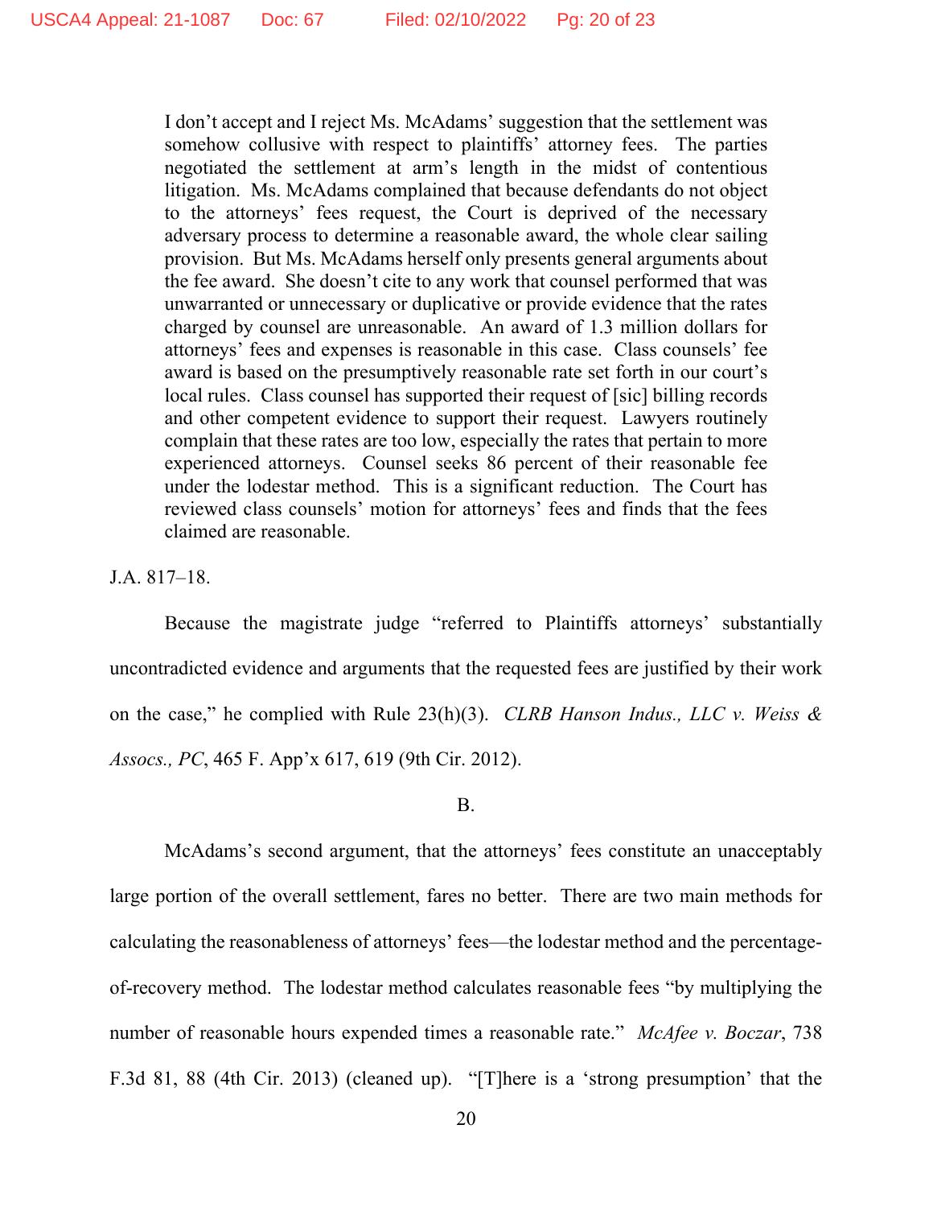> I don't accept and I reject Ms. McAdams' suggestion that the settlement was somehow collusive with respect to plaintiffs' attorney fees. The parties negotiated the settlement at arm's length in the midst of contentious litigation. Ms. McAdams complained that because defendants do not object to the attorneys' fees request, the Court is deprived of the necessary adversary process to determine a reasonable award, the whole clear sailing provision. But Ms. McAdams herself only presents general arguments about the fee award. She doesn't cite to any work that counsel performed that was unwarranted or unnecessary or duplicative or provide evidence that the rates charged by counsel are unreasonable. An award of 1.3 million dollars for attorneys' fees and expenses is reasonable in this case. Class counsels' fee award is based on the presumptively reasonable rate set forth in our court's local rules. Class counsel has supported their request of [sic] billing records and other competent evidence to support their request. Lawyers routinely complain that these rates are too low, especially the rates that pertain to more experienced attorneys. Counsel seeks 86 percent of their reasonable fee under the lodestar method. This is a significant reduction. The Court has reviewed class counsels' motion for attorneys' fees and finds that the fees claimed are reasonable.

J.A. 817–18.

Because the magistrate judge "referred to Plaintiffs attorneys' substantially uncontradicted evidence and arguments that the requested fees are justified by their work on the case," he complied with Rule 23(h)(3). *CLRB Hanson Indus., LLC v. Weiss & Assocs., PC*, 465 F. App'x 617, 619 (9th Cir. 2012).

B.

McAdams's second argument, that the attorneys' fees constitute an unacceptably large portion of the overall settlement, fares no better. There are two main methods for calculating the reasonableness of attorneys' fees—the lodestar method and the percentage-of-recovery method. The lodestar method calculates reasonable fees "by multiplying the number of reasonable hours expended times a reasonable rate." *McAfee v. Boczar*, 738 F.3d 81, 88 (4th Cir. 2013) (cleaned up). "[T]here is a 'strong presumption' that the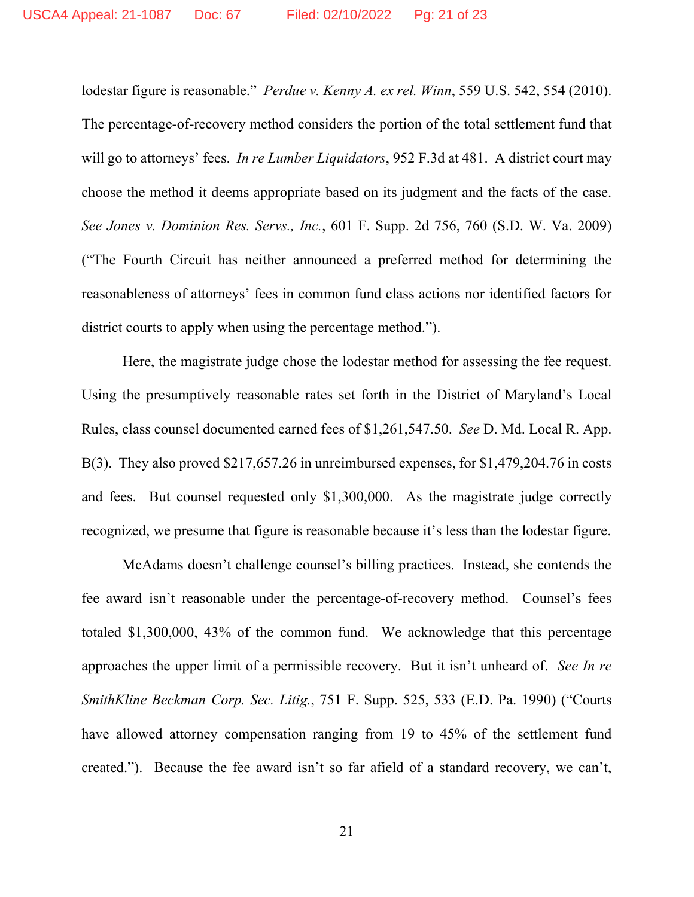lodestar figure is reasonable." *Perdue v. Kenny A. ex rel. Winn*, 559 U.S. 542, 554 (2010). The percentage-of-recovery method considers the portion of the total settlement fund that will go to attorneys' fees. *In re Lumber Liquidators*, 952 F.3d at 481. A district court may choose the method it deems appropriate based on its judgment and the facts of the case. *See Jones v. Dominion Res. Servs., Inc.*, 601 F. Supp. 2d 756, 760 (S.D. W. Va. 2009) ("The Fourth Circuit has neither announced a preferred method for determining the reasonableness of attorneys' fees in common fund class actions nor identified factors for district courts to apply when using the percentage method.").

Here, the magistrate judge chose the lodestar method for assessing the fee request. Using the presumptively reasonable rates set forth in the District of Maryland's Local Rules, class counsel documented earned fees of $1,261,547.50. *See* D. Md. Local R. App. B(3). They also proved $217,657.26 in unreimbursed expenses, for $1,479,204.76 in costs and fees. But counsel requested only $1,300,000. As the magistrate judge correctly recognized, we presume that figure is reasonable because it's less than the lodestar figure.

McAdams doesn't challenge counsel's billing practices. Instead, she contends the fee award isn't reasonable under the percentage-of-recovery method. Counsel's fees totaled $1,300,000, 43% of the common fund. We acknowledge that this percentage approaches the upper limit of a permissible recovery. But it isn't unheard of. *See In re SmithKline Beckman Corp. Sec. Litig.*, 751 F. Supp. 525, 533 (E.D. Pa. 1990) ("Courts have allowed attorney compensation ranging from 19 to 45% of the settlement fund created."). Because the fee award isn't so far afield of a standard recovery, we can't,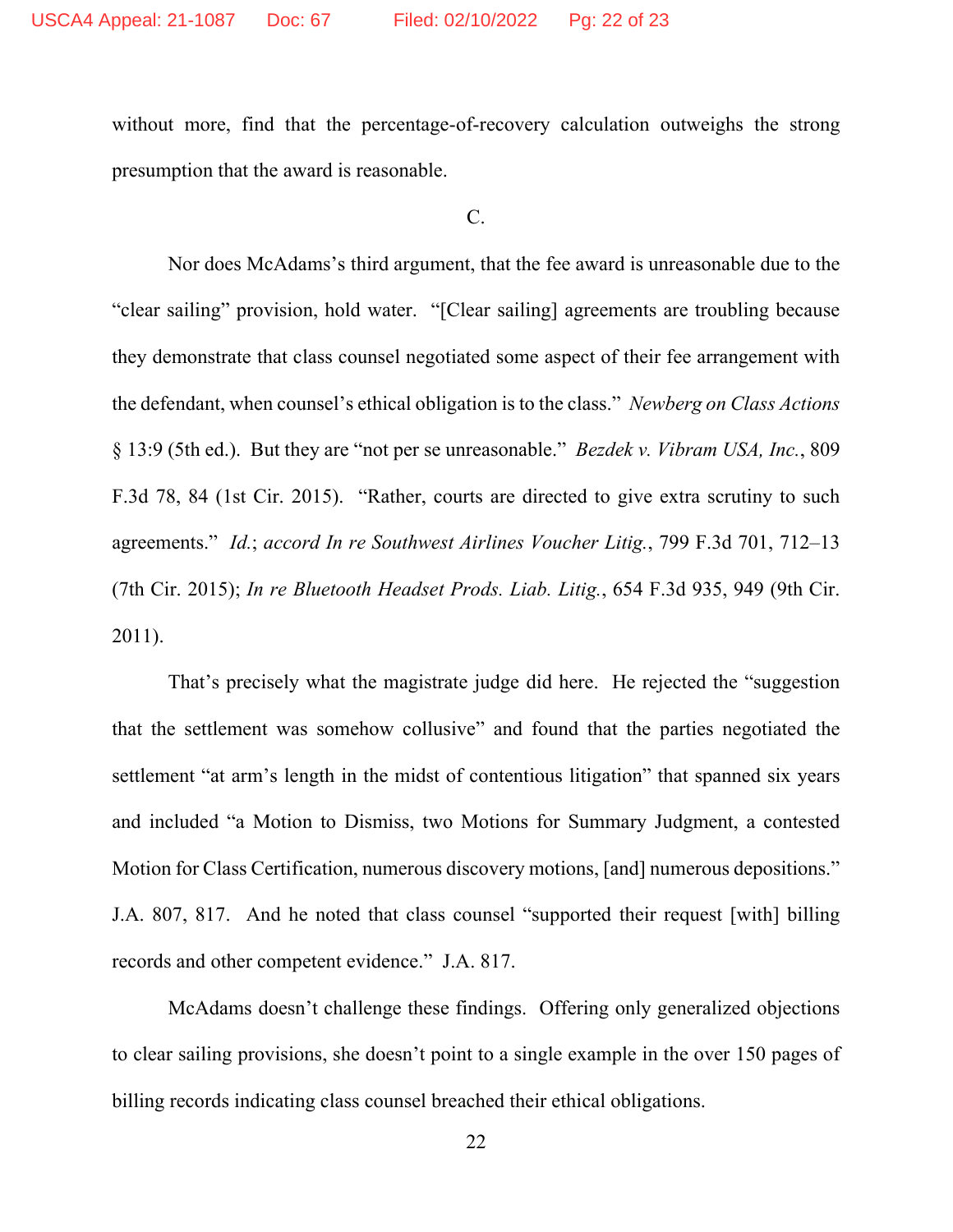without more, find that the percentage-of-recovery calculation outweighs the strong presumption that the award is reasonable.

C.

Nor does McAdams's third argument, that the fee award is unreasonable due to the "clear sailing" provision, hold water. "[Clear sailing] agreements are troubling because they demonstrate that class counsel negotiated some aspect of their fee arrangement with the defendant, when counsel's ethical obligation is to the class." *Newberg on Class Actions* § 13:9 (5th ed.). But they are "not per se unreasonable." *Bezdek v. Vibram USA, Inc.*, 809 F.3d 78, 84 (1st Cir. 2015). "Rather, courts are directed to give extra scrutiny to such agreements." *Id.*; *accord In re Southwest Airlines Voucher Litig.*, 799 F.3d 701, 712–13 (7th Cir. 2015); *In re Bluetooth Headset Prods. Liab. Litig.*, 654 F.3d 935, 949 (9th Cir. 2011).

That's precisely what the magistrate judge did here. He rejected the "suggestion that the settlement was somehow collusive" and found that the parties negotiated the settlement "at arm's length in the midst of contentious litigation" that spanned six years and included "a Motion to Dismiss, two Motions for Summary Judgment, a contested Motion for Class Certification, numerous discovery motions, [and] numerous depositions." J.A. 807, 817. And he noted that class counsel "supported their request [with] billing records and other competent evidence." J.A. 817.

McAdams doesn't challenge these findings. Offering only generalized objections to clear sailing provisions, she doesn't point to a single example in the over 150 pages of billing records indicating class counsel breached their ethical obligations.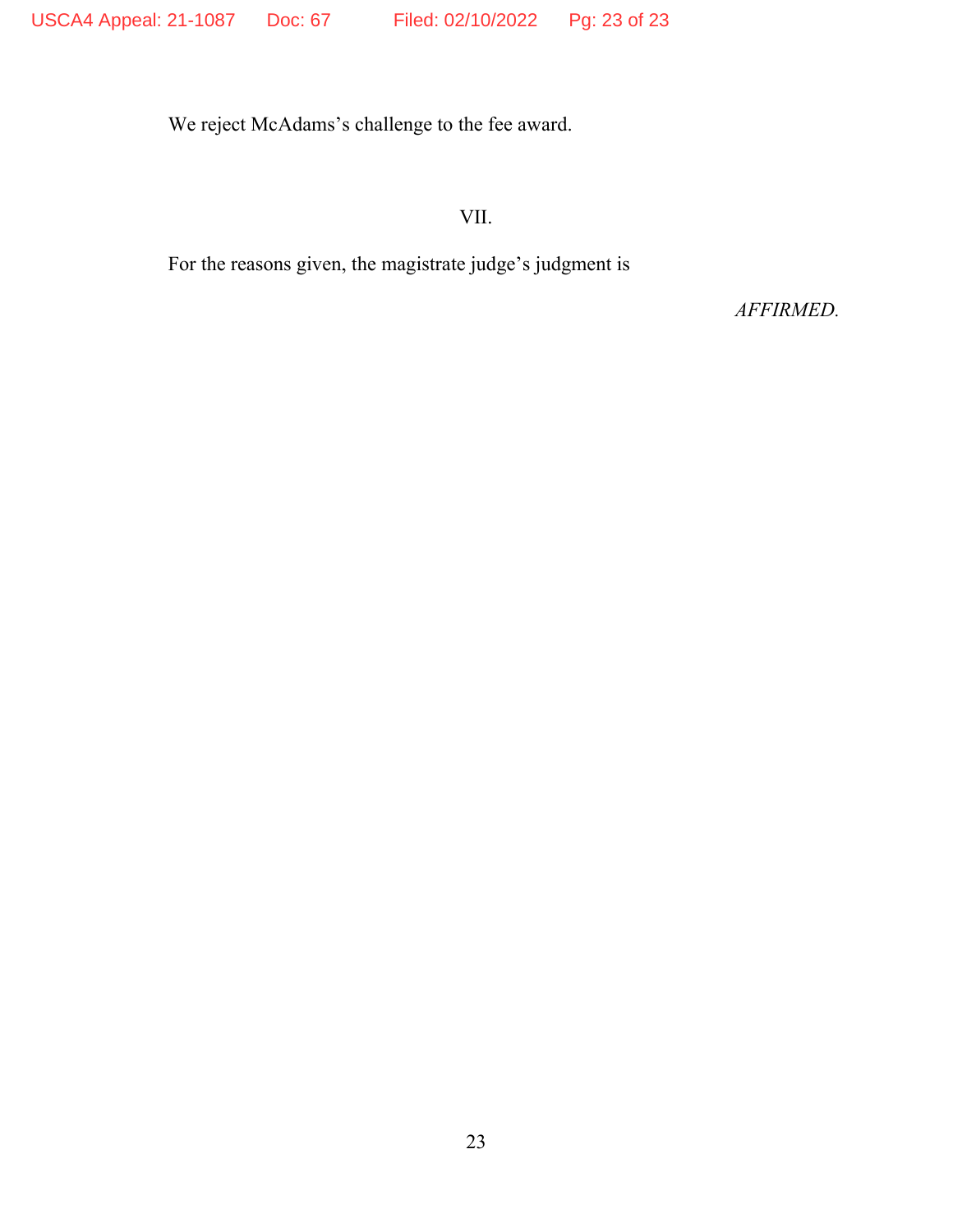We reject McAdams's challenge to the fee award.

## VII.

For the reasons given, the magistrate judge's judgment is

*AFFIRMED.*